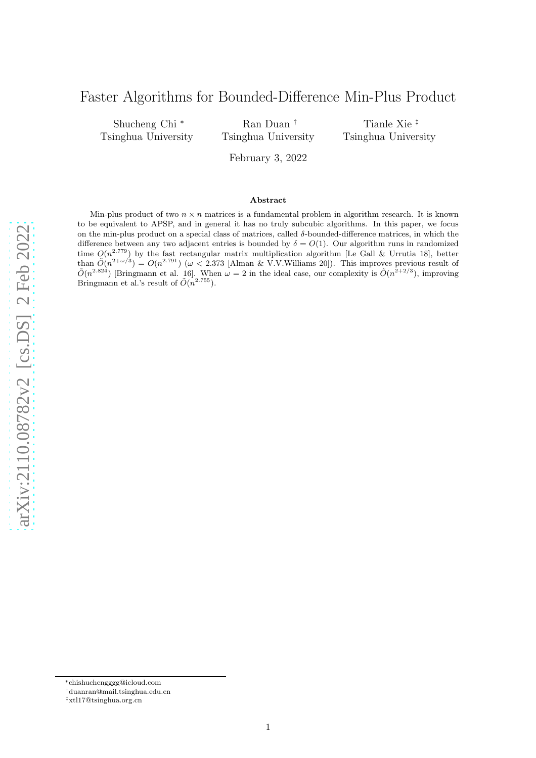# Faster Algorithms for Bounded-Difference Min-Plus Product

Shucheng Chi [*]  
Tsinghua University

Ran Duan [†]  
Tsinghua University

Tianle Xie [‡]  
Tsinghua University

February 3, 2022

### Abstract

Min-plus product of two $n \times n$ matrices is a fundamental problem in algorithm research. It is known to be equivalent to APSP, and in general it has no truly subcubic algorithms. In this paper, we focus on the min-plus product on a special class of matrices, called $\delta$-bounded-difference matrices, in which the difference between any two adjacent entries is bounded by $\delta = O(1)$. Our algorithm runs in randomized time $O(n^{2.779})$ by the fast rectangular matrix multiplication algorithm [Le Gall & Urrutia 18], better than $\tilde{O}(n^{2+\omega/3}) = O(n^{2.791})$ ($\omega < 2.373$ [Alman & V.V.Williams 20]). This improves previous result of $\tilde{O}(n^{2.824})$ [Bringmann et al. 16]. When $\omega = 2$ in the ideal case, our complexity is $\tilde{O}(n^{2+2/3})$, improving Bringmann et al.'s result of $\tilde{O}(n^{2.755})$.

---

[*] chishuchengggg@icloud.com  
[†] duanran@mail.tsinghua.edu.cn  
[‡] xtl17@tsinghua.org.cn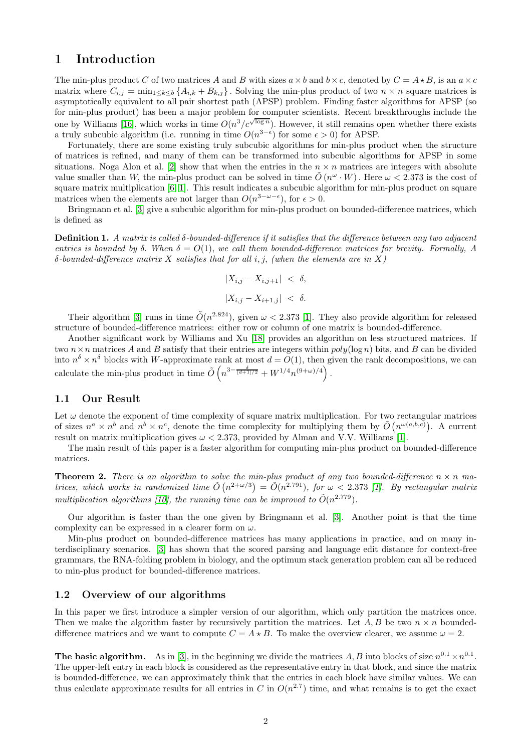# 1 Introduction

The min-plus product $C$ of two matrices $A$ and $B$ with sizes $a \times b$ and $b \times c$, denoted by $C = A \star B$, is an $a \times c$ matrix where $C_{i,j} = \min_{1 \le k \le b} \{A_{i,k} + B_{k,j}\}$. Solving the min-plus product of two $n \times n$ square matrices is asymptotically equivalent to all pair shortest path (APSP) problem. Finding faster algorithms for APSP (so for min-plus product) has been a major problem for computer scientists. Recent breakthroughs include the one by Williams [16], which works in time $O(n^3/c^{\sqrt{\log n}})$. However, it still remains open whether there exists a truly subcubic algorithm (i.e. running in time $O(n^{3-\epsilon})$ for some $\epsilon > 0$) for APSP.

Fortunately, there are some existing truly subcubic algorithms for min-plus product when the structure of matrices is refined, and many of them can be transformed into subcubic algorithms for APSP in some situations. Noga Alon et al. [2] show that when the entries in the $n \times n$ matrices are integers with absolute value smaller than $W$, the min-plus product can be solved in time $\tilde{O}(n^\omega \cdot W)$. Here $\omega < 2.373$ is the cost of square matrix multiplication [6][1]. This result indicates a subcubic algorithm for min-plus product on square matrices when the elements are not larger than $O(n^{3-\omega-\epsilon})$, for $\epsilon > 0$.

Bringmann et al. [3] give a subcubic algorithm for min-plus product on bounded-difference matrices, which is defined as

**Definition 1.** *A matrix is called $\delta$-bounded-difference if it satisfies that the difference between any two adjacent entries is bounded by $\delta$. When $\delta = O(1)$, we call them bounded-difference matrices for brevity. Formally, A $\delta$-bounded-difference matrix $X$ satisfies that for all $i, j$, (when the elements are in $X$)*

$$|X_{i,j} - X_{i,j+1}| < \delta,$$

$$|X_{i,j} - X_{i+1,j}| < \delta.$$

Their algorithm [3] runs in time $\tilde{O}(n^{2.824})$, given $\omega < 2.373$ [1]. They also provide algorithm for released structure of bounded-difference matrices: either row or column of one matrix is bounded-difference.

Another significant work by Williams and Xu [18] provides an algorithm on less structured matrices. If two $n \times n$ matrices $A$ and $B$ satisfy that their entries are integers within $poly(\log n)$ bits, and $B$ can be divided into $n^\delta \times n^\delta$ blocks with $W$-approximate rank at most $d = O(1)$, then given the rank decompositions, we can calculate the min-plus product in time $\tilde{O}\left(n^{3-\frac{\delta}{\lfloor d+1 \rfloor/2}} + W^{1/4} n^{(9+\omega)/4}\right)$.

## 1.1 Our Result

Let $\omega$ denote the exponent of time complexity of square matrix multiplication. For two rectangular matrices of sizes $n^a \times n^b$ and $n^b \times n^c$, denote the time complexity for multiplying them by $\tilde{O}\left(n^{\omega(a,b,c)}\right)$. A current result on matrix multiplication gives $\omega < 2.373$, provided by Alman and V.V. Williams [1].

The main result of this paper is a faster algorithm for computing min-plus product on bounded-difference matrices.

**Theorem 2.** *There is an algorithm to solve the min-plus product of any two bounded-difference $n \times n$ matrices, which works in randomized time $\tilde{O}\left(n^{2+\omega/3}\right) = \tilde{O}(n^{2.791})$, for $\omega < 2.373$ [1]. By rectangular matrix multiplication algorithms [10], the running time can be improved to $\tilde{O}(n^{2.779})$.*

Our algorithm is faster than the one given by Bringmann et al. [3]. Another point is that the time complexity can be expressed in a clearer form on $\omega$.

Min-plus product on bounded-difference matrices has many applications in practice, and on many interdisciplinary scenarios. [3] has shown that the scored parsing and language edit distance for context-free grammars, the RNA-folding problem in biology, and the optimum stack generation problem can all be reduced to min-plus product for bounded-difference matrices.

## 1.2 Overview of our algorithms

In this paper we first introduce a simpler version of our algorithm, which only partition the matrices once. Then we make the algorithm faster by recursively partition the matrices. Let $A, B$ be two $n \times n$ bounded-difference matrices and we want to compute $C = A \star B$. To make the overview clearer, we assume $\omega = 2$.

**The basic algorithm.** As in [3], in the beginning we divide the matrices $A, B$ into blocks of size $n^{0.1} \times n^{0.1}$. The upper-left entry in each block is considered as the representative entry in that block, and since the matrix is bounded-difference, we can approximately think that the entries in each block have similar values. We can thus calculate approximate results for all entries in $C$ in $O(n^{2.7})$ time, and what remains is to get the exact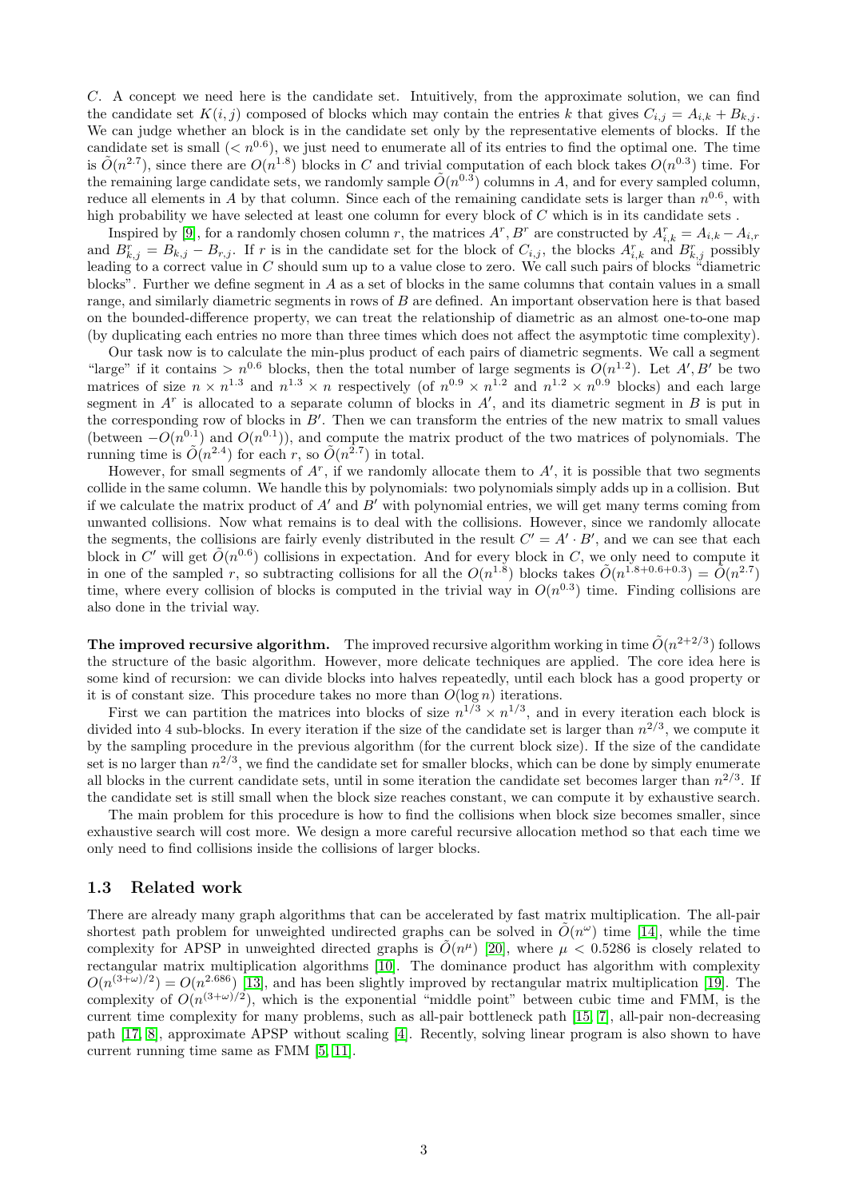$C$. A concept we need here is the candidate set. Intuitively, from the approximate solution, we can find the candidate set $K(i,j)$ composed of blocks which may contain the entries $k$ that gives $C_{i,j} = A_{i,k} + B_{k,j}$. We can judge whether an block is in the candidate set only by the representative elements of blocks. If the candidate set is small ($< n^{0.6}$), we just need to enumerate all of its entries to find the optimal one. The time is $\tilde{O}(n^{2.7})$, since there are $O(n^{1.8})$ blocks in $C$ and trivial computation of each block takes $O(n^{0.3})$ time. For the remaining large candidate sets, we randomly sample $\tilde{O}(n^{0.3})$ columns in $A$, and for every sampled column, reduce all elements in $A$ by that column. Since each of the remaining candidate sets is larger than $n^{0.6}$, with high probability we have selected at least one column for every block of $C$ which is in its candidate sets .

Inspired by [9], for a randomly chosen column $r$, the matrices $A^r, B^r$ are constructed by $A^r_{i,k} = A_{i,k} - A_{i,r}$ and $B^r_{k,j} = B_{k,j} - B_{r,j}$. If $r$ is in the candidate set for the block of $C_{i,j}$, the blocks $A^r_{i,k}$ and $B^r_{k,j}$ possibly leading to a correct value in $C$ should sum up to a value close to zero. We call such pairs of blocks "diametric blocks". Further we define segment in $A$ as a set of blocks in the same columns that contain values in a small range, and similarly diametric segments in rows of $B$ are defined. An important observation here is that based on the bounded-difference property, we can treat the relationship of diametric as an almost one-to-one map (by duplicating each entries no more than three times which does not affect the asymptotic time complexity).

Our task now is to calculate the min-plus product of each pairs of diametric segments. We call a segment "large" if it contains $> n^{0.6}$ blocks, then the total number of large segments is $O(n^{1.2})$. Let $A', B'$ be two matrices of size $n \times n^{1.3}$ and $n^{1.3} \times n$ respectively (of $n^{0.9} \times n^{1.2}$ and $n^{1.2} \times n^{0.9}$ blocks) and each large segment in $A^r$ is allocated to a separate column of blocks in $A'$, and its diametric segment in $B$ is put in the corresponding row of blocks in $B'$. Then we can transform the entries of the new matrix to small values (between $-O(n^{0.1})$ and $O(n^{0.1})$), and compute the matrix product of the two matrices of polynomials. The running time is $\tilde{O}(n^{2.4})$ for each $r$, so $\tilde{O}(n^{2.7})$ in total.

However, for small segments of $A^r$, if we randomly allocate them to $A'$, it is possible that two segments collide in the same column. We handle this by polynomials: two polynomials simply adds up in a collision. But if we calculate the matrix product of $A'$ and $B'$ with polynomial entries, we will get many terms coming from unwanted collisions. Now what remains is to deal with the collisions. However, since we randomly allocate the segments, the collisions are fairly evenly distributed in the result $C' = A' \cdot B'$, and we can see that each block in $C'$ will get $\tilde{O}(n^{0.6})$ collisions in expectation. And for every block in $C$, we only need to compute it in one of the sampled $r$, so subtracting collisions for all the $O(n^{1.8})$ blocks takes $\tilde{O}(n^{1.8+0.6+0.3}) = \tilde{O}(n^{2.7})$ time, where every collision of blocks is computed in the trivial way in $O(n^{0.3})$ time. Finding collisions are also done in the trivial way.

**The improved recursive algorithm.** The improved recursive algorithm working in time $\tilde{O}(n^{2+2/3})$ follows the structure of the basic algorithm. However, more delicate techniques are applied. The core idea here is some kind of recursion: we can divide blocks into halves repeatedly, until each block has a good property or it is of constant size. This procedure takes no more than $O(\log n)$ iterations.

First we can partition the matrices into blocks of size $n^{1/3} \times n^{1/3}$, and in every iteration each block is divided into 4 sub-blocks. In every iteration if the size of the candidate set is larger than $n^{2/3}$, we compute it by the sampling procedure in the previous algorithm (for the current block size). If the size of the candidate set is no larger than $n^{2/3}$, we find the candidate set for smaller blocks, which can be done by simply enumerate all blocks in the current candidate sets, until in some iteration the candidate set becomes larger than $n^{2/3}$. If the candidate set is still small when the block size reaches constant, we can compute it by exhaustive search.

The main problem for this procedure is how to find the collisions when block size becomes smaller, since exhaustive search will cost more. We design a more careful recursive allocation method so that each time we only need to find collisions inside the collisions of larger blocks.

### 1.3 Related work

There are already many graph algorithms that can be accelerated by fast matrix multiplication. The all-pair shortest path problem for unweighted undirected graphs can be solved in $\tilde{O}(n^{\omega})$ time [14], while the time complexity for APSP in unweighted directed graphs is $\tilde{O}(n^{\mu})$ [20], where $\mu < 0.5286$ is closely related to rectangular matrix multiplication algorithms [10]. The dominance product has algorithm with complexity $O(n^{(3+\omega)/2}) = O(n^{2.686})$ [13], and has been slightly improved by rectangular matrix multiplication [19]. The complexity of $O(n^{(3+\omega)/2})$, which is the exponential "middle point" between cubic time and FMM, is the current time complexity for many problems, such as all-pair bottleneck path [15, 7], all-pair non-decreasing path [17, 8], approximate APSP without scaling [4]. Recently, solving linear program is also shown to have current running time same as FMM [5, 11].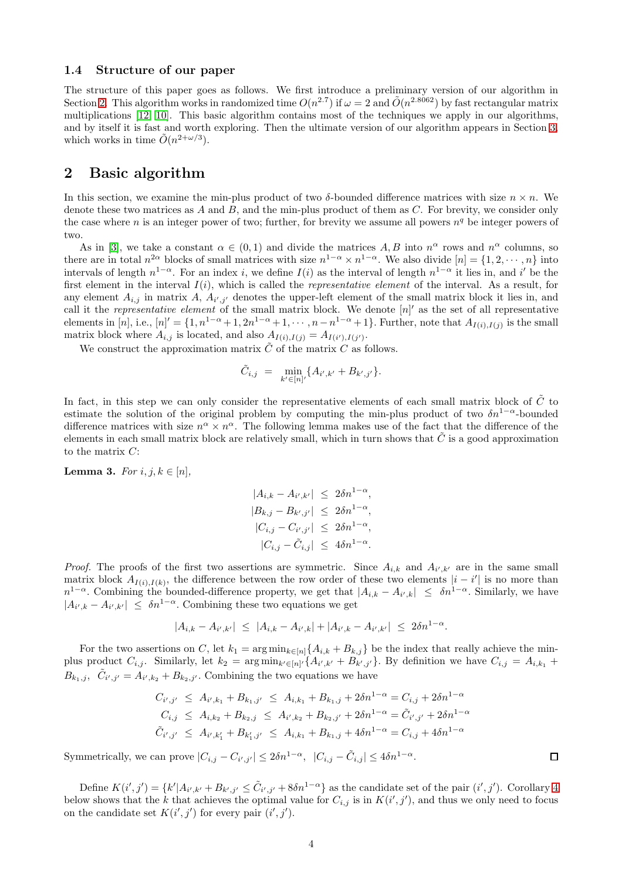### 1.4 Structure of our paper

The structure of this paper goes as follows. We first introduce a preliminary version of our algorithm in Section 2. This algorithm works in randomized time $O(n^{2.7})$ if $\omega = 2$ and $\tilde{O}(n^{2.8062})$ by fast rectangular matrix multiplications [12, 10]. This basic algorithm contains most of the techniques we apply in our algorithms, and by itself it is fast and worth exploring. Then the ultimate version of our algorithm appears in Section 3, which works in time $\tilde{O}(n^{2+\omega/3})$.

## 2 Basic algorithm

In this section, we examine the min-plus product of two $\delta$-bounded difference matrices with size $n \times n$. We denote these two matrices as $A$ and $B$, and the min-plus product of them as $C$. For brevity, we consider only the case where $n$ is an integer power of two; further, for brevity we assume all powers $n^q$ be integer powers of two.

As in [3], we take a constant $\alpha \in (0,1)$ and divide the matrices $A, B$ into $n^\alpha$ rows and $n^\alpha$ columns, so there are in total $n^{2\alpha}$ blocks of small matrices with size $n^{1-\alpha} \times n^{1-\alpha}$. We also divide $[n] = \{1, 2, \cdots, n\}$ into intervals of length $n^{1-\alpha}$. For an index $i$, we define $I(i)$ as the interval of length $n^{1-\alpha}$ it lies in, and $i'$ be the first element in the interval $I(i)$, which is called the *representative element* of the interval. As a result, for any element $A_{i,j}$ in matrix $A$, $A_{i',j'}$ denotes the upper-left element of the small matrix block it lies in, and call it the *representative element* of the small matrix block. We denote $[n]'$ as the set of all representative elements in $[n]$, i.e., $[n]' = \{1, n^{1-\alpha}+1, 2n^{1-\alpha}+1, \cdots, n-n^{1-\alpha}+1\}$. Further, note that $A_{I(i),I(j)}$ is the small matrix block where $A_{i,j}$ is located, and also $A_{I(i),I(j)} = A_{I(i'),I(j')}$.

We construct the approximation matrix $\tilde{C}$ of the matrix $C$ as follows.

$$\tilde{C}_{i,j} = \min_{k' \in [n]'} \{A_{i',k'} + B_{k',j'}\}.$$

In fact, in this step we can only consider the representative elements of each small matrix block of $\tilde{C}$ to estimate the solution of the original problem by computing the min-plus product of two $\delta n^{1-\alpha}$-bounded difference matrices with size $n^\alpha \times n^\alpha$. The following lemma makes use of the fact that the difference of the elements in each small matrix block are relatively small, which in turn shows that $\tilde{C}$ is a good approximation to the matrix $C$:

**Lemma 3.** *For $i, j, k \in [n]$,*

$$\begin{aligned}
|A_{i,k} - A_{i',k'}| &\leq 2\delta n^{1-\alpha}, \\
|B_{k,j} - B_{k',j'}| &\leq 2\delta n^{1-\alpha}, \\
|C_{i,j} - C_{i',j'}| &\leq 2\delta n^{1-\alpha}, \\
|C_{i,j} - \tilde{C}_{i,j}| &\leq 4\delta n^{1-\alpha}.
\end{aligned}$$

*Proof.* The proofs of the first two assertions are symmetric. Since $A_{i,k}$ and $A_{i',k'}$ are in the same small matrix block $A_{I(i),I(k)}$, the difference between the row order of these two elements $|i - i'|$ is no more than $n^{1-\alpha}$. Combining the bounded-difference property, we get that $|A_{i,k} - A_{i',k}| \leq \delta n^{1-\alpha}$. Similarly, we have $|A_{i',k} - A_{i',k'}| \leq \delta n^{1-\alpha}$. Combining these two equations we get

$$|A_{i,k} - A_{i',k'}| \leq |A_{i,k} - A_{i',k}| + |A_{i',k} - A_{i',k'}| \leq 2\delta n^{1-\alpha}.$$

For the two assertions on $C$, let $k_1 = \arg\min_{k \in [n]}\{A_{i,k} + B_{k,j}\}$ be the index that really achieve the min-plus product $C_{i,j}$. Similarly, let $k_2 = \arg\min_{k' \in [n]'}\{A_{i',k'} + B_{k',j'}\}$. By definition we have $C_{i,j} = A_{i,k_1} + B_{k_1,j}$, $\tilde{C}_{i',j'} = A_{i',k_2} + B_{k_2,j'}$. Combining the two equations we have

$$\begin{aligned}
C_{i',j'} &\leq A_{i',k_1} + B_{k_1,j'} \leq A_{i,k_1} + B_{k_1,j} + 2\delta n^{1-\alpha} = C_{i,j} + 2\delta n^{1-\alpha} \\
C_{i,j} &\leq A_{i,k_2} + B_{k_2,j} \leq A_{i',k_2} + B_{k_2,j'} + 2\delta n^{1-\alpha} = \tilde{C}_{i',j'} + 2\delta n^{1-\alpha} \\
\tilde{C}_{i',j'} &\leq A_{i',k_1'} + B_{k_1',j'} \leq A_{i,k_1} + B_{k_1,j} + 4\delta n^{1-\alpha} = C_{i,j} + 4\delta n^{1-\alpha}
\end{aligned}$$

Symmetrically, we can prove $|C_{i,j} - C_{i',j'}| \leq 2\delta n^{1-\alpha}$, $|C_{i,j} - \tilde{C}_{i,j}| \leq 4\delta n^{1-\alpha}$. $\square$

Define $K(i',j') = \{k' | A_{i',k'} + B_{k',j'} \leq \tilde{C}_{i',j'} + 8\delta n^{1-\alpha}\}$ as the candidate set of the pair $(i',j')$. Corollary 4 below shows that the $k$ that achieves the optimal value for $C_{i,j}$ is in $K(i',j')$, and thus we only need to focus on the candidate set $K(i',j')$ for every pair $(i',j')$.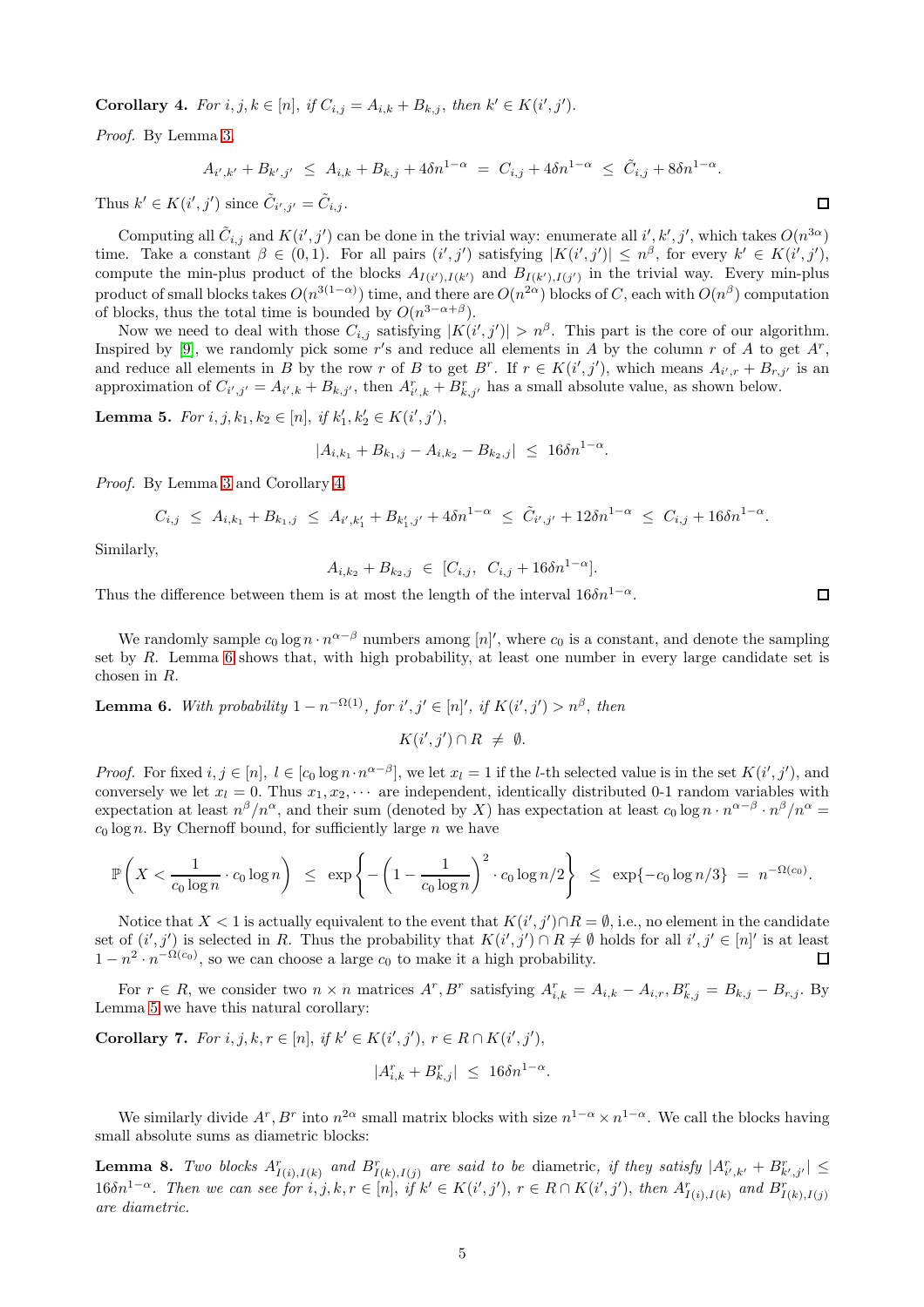**Corollary 4.** *For $i, j, k \in [n]$, if $C_{i,j} = A_{i,k} + B_{k,j}$, then $k' \in K(i', j')$.*

*Proof.* By Lemma 3,

$$A_{i',k'} + B_{k',j'} \;\leq\; A_{i,k} + B_{k,j} + 4\delta n^{1-\alpha} \;=\; C_{i,j} + 4\delta n^{1-\alpha} \;\leq\; \tilde{C}_{i,j} + 8\delta n^{1-\alpha}.$$

Thus $k' \in K(i', j')$ since $\tilde{C}_{i',j'} = \tilde{C}_{i,j}$. $\square$

Computing all $\tilde{C}_{i,j}$ and $K(i', j')$ can be done in the trivial way: enumerate all $i', k', j'$, which takes $O(n^{3\alpha})$ time. Take a constant $\beta \in (0, 1)$. For all pairs $(i', j')$ satisfying $|K(i', j')| \leq n^{\beta}$, for every $k' \in K(i', j')$, compute the min-plus product of the blocks $A_{I(i'),I(k')}$ and $B_{I(k'),I(j')}$ in the trivial way. Every min-plus product of small blocks takes $O(n^{3(1-\alpha)})$ time, and there are $O(n^{2\alpha})$ blocks of $C$, each with $O(n^{\beta})$ computation of blocks, thus the total time is bounded by $O(n^{3-\alpha+\beta})$.

Now we need to deal with those $C_{i,j}$ satisfying $|K(i', j')| > n^{\beta}$. This part is the core of our algorithm. Inspired by [9], we randomly pick some $r$'s and reduce all elements in $A$ by the column $r$ of $A$ to get $A^r$, and reduce all elements in $B$ by the row $r$ of $B$ to get $B^r$. If $r \in K(i', j')$, which means $A_{i',r} + B_{r,j'}$ is an approximation of $C_{i',j'} = A_{i',k} + B_{k,j'}$, then $A^r_{i',k} + B^r_{k,j'}$ has a small absolute value, as shown below.

**Lemma 5.** *For $i, j, k_1, k_2 \in [n]$, if $k'_1, k'_2 \in K(i', j')$,*

$$|A_{i,k_1} + B_{k_1,j} - A_{i,k_2} - B_{k_2,j}| \;\leq\; 16\delta n^{1-\alpha}.$$

*Proof.* By Lemma 3 and Corollary 4,

$$C_{i,j} \;\leq\; A_{i,k_1} + B_{k_1,j} \;\leq\; A_{i',k'_1} + B_{k'_1,j'} + 4\delta n^{1-\alpha} \;\leq\; \tilde{C}_{i',j'} + 12\delta n^{1-\alpha} \;\leq\; C_{i,j} + 16\delta n^{1-\alpha}.$$

Similarly,

$$A_{i,k_2} + B_{k_2,j} \;\in\; [C_{i,j},\; C_{i,j} + 16\delta n^{1-\alpha}].$$

Thus the difference between them is at most the length of the interval $16\delta n^{1-\alpha}$. $\square$

We randomly sample $c_0 \log n \cdot n^{\alpha-\beta}$ numbers among $[n]'$, where $c_0$ is a constant, and denote the sampling set by $R$. Lemma 6 shows that, with high probability, at least one number in every large candidate set is chosen in $R$.

**Lemma 6.** *With probability $1 - n^{-\Omega(1)}$, for $i', j' \in [n]'$, if $K(i', j') > n^{\beta}$, then*

$$K(i', j') \cap R \;\neq\; \emptyset.$$

*Proof.* For fixed $i, j \in [n]$, $l \in [c_0 \log n \cdot n^{\alpha-\beta}]$, we let $x_l = 1$ if the $l$-th selected value is in the set $K(i', j')$, and conversely we let $x_l = 0$. Thus $x_1, x_2, \cdots$ are independent, identically distributed 0-1 random variables with expectation at least $n^{\beta}/n^{\alpha}$, and their sum (denoted by $X$) has expectation at least $c_0 \log n \cdot n^{\alpha-\beta} \cdot n^{\beta}/n^{\alpha} = c_0 \log n$. By Chernoff bound, for sufficiently large $n$ we have

$$\mathbb{P}\left(X < \frac{1}{c_0 \log n} \cdot c_0 \log n\right) \;\leq\; \exp\left\{-\left(1 - \frac{1}{c_0 \log n}\right)^2 \cdot c_0 \log n/2\right\} \;\leq\; \exp\{-c_0 \log n/3\} \;=\; n^{-\Omega(c_0)}.$$

Notice that $X < 1$ is actually equivalent to the event that $K(i', j') \cap R = \emptyset$, i.e., no element in the candidate set of $(i', j')$ is selected in $R$. Thus the probability that $K(i', j') \cap R \neq \emptyset$ holds for all $i', j' \in [n]'$ is at least $1 - n^2 \cdot n^{-\Omega(c_0)}$, so we can choose a large $c_0$ to make it a high probability. $\square$

For $r \in R$, we consider two $n \times n$ matrices $A^r, B^r$ satisfying $A^r_{i,k} = A_{i,k} - A_{i,r}, B^r_{k,j} = B_{k,j} - B_{r,j}$. By Lemma 5 we have this natural corollary:

**Corollary 7.** *For $i, j, k, r \in [n]$, if $k' \in K(i', j')$, $r \in R \cap K(i', j')$,*

$$|A^r_{i,k} + B^r_{k,j}| \;\leq\; 16\delta n^{1-\alpha}.$$

We similarly divide $A^r, B^r$ into $n^{2\alpha}$ small matrix blocks with size $n^{1-\alpha} \times n^{1-\alpha}$. We call the blocks having small absolute sums as diametric blocks:

**Lemma 8.** *Two blocks $A^r_{I(i),I(k)}$ and $B^r_{I(k),I(j)}$ are said to be* diametric*, if they satisfy $|A^r_{i',k'} + B^r_{k',j'}| \leq 16\delta n^{1-\alpha}$. Then we can see for $i, j, k, r \in [n]$, if $k' \in K(i', j')$, $r \in R \cap K(i', j')$, then $A^r_{I(i),I(k)}$ and $B^r_{I(k),I(j)}$ are diametric.*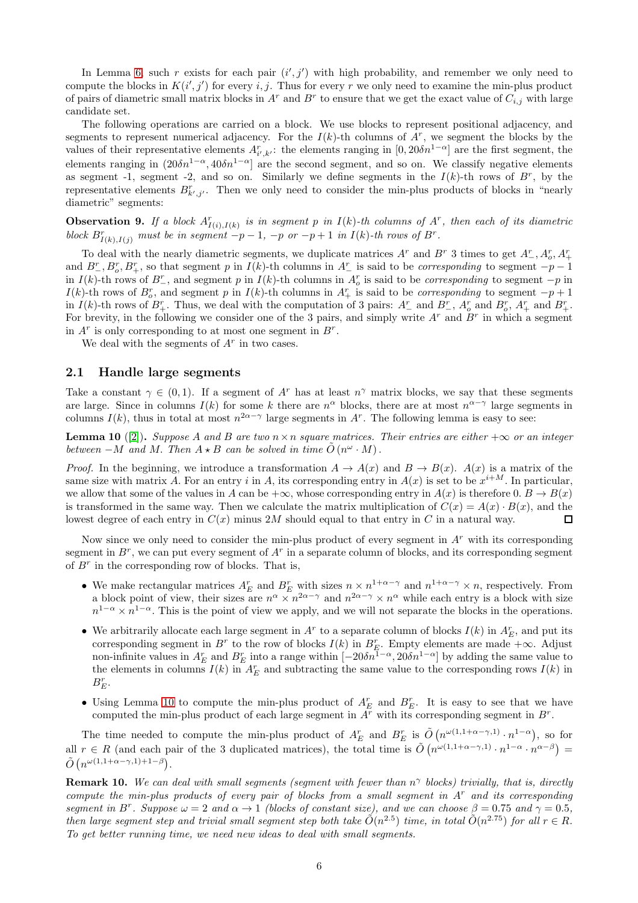In Lemma 6, such $r$ exists for each pair $(i', j')$ with high probability, and remember we only need to compute the blocks in $K(i', j')$ for every $i, j$. Thus for every $r$ we only need to examine the min-plus product of pairs of diametric small matrix blocks in $A^r$ and $B^r$ to ensure that we get the exact value of $C_{i,j}$ with large candidate set.

The following operations are carried on a block. We use blocks to represent positional adjacency, and segments to represent numerical adjacency. For the $I(k)$-th columns of $A^r$, we segment the blocks by the values of their representative elements $A^r_{i',k'}$: the elements ranging in $[0, 20\delta n^{1-\alpha}]$ are the first segment, the elements ranging in $(20\delta n^{1-\alpha}, 40\delta n^{1-\alpha}]$ are the second segment, and so on. We classify negative elements as segment -1, segment -2, and so on. Similarly we define segments in the $I(k)$-th rows of $B^r$, by the representative elements $B^r_{k',j'}$. Then we only need to consider the min-plus products of blocks in "nearly diametric" segments:

**Observation 9.** *If a block $A^r_{I(i),I(k)}$ is in segment $p$ in $I(k)$-th columns of $A^r$, then each of its diametric block $B^r_{I(k),I(j)}$ must be in segment $-p-1$, $-p$ or $-p+1$ in $I(k)$-th rows of $B^r$.*

To deal with the nearly diametric segments, we duplicate matrices $A^r$ and $B^r$ 3 times to get $A^r_-, A^r_o, A^r_+$ and $B^r_-, B^r_o, B^r_+$, so that segment $p$ in $I(k)$-th columns in $A^r_-$ is said to be *corresponding* to segment $-p-1$ in $I(k)$-th rows of $B^r_-$, and segment $p$ in $I(k)$-th columns in $A^r_o$ is said to be *corresponding* to segment $-p$ in $I(k)$-th rows of $B^r_o$, and segment $p$ in $I(k)$-th columns in $A^r_+$ is said to be *corresponding* to segment $-p+1$ in $I(k)$-th rows of $B^r_+$. Thus, we deal with the computation of 3 pairs: $A^r_-$ and $B^r_-$, $A^r_o$ and $B^r_o$, $A^r_+$ and $B^r_+$. For brevity, in the following we consider one of the 3 pairs, and simply write $A^r$ and $B^r$ in which a segment in $A^r$ is only corresponding to at most one segment in $B^r$.

We deal with the segments of $A^r$ in two cases.

## 2.1 Handle large segments

Take a constant $\gamma \in (0, 1)$. If a segment of $A^r$ has at least $n^\gamma$ matrix blocks, we say that these segments are large. Since in columns $I(k)$ for some $k$ there are $n^\alpha$ blocks, there are at most $n^{\alpha-\gamma}$ large segments in columns $I(k)$, thus in total at most $n^{2\alpha-\gamma}$ large segments in $A^r$. The following lemma is easy to see:

**Lemma 10** ([2]). *Suppose $A$ and $B$ are two $n \times n$ square matrices. Their entries are either $+\infty$ or an integer between $-M$ and $M$. Then $A \star B$ can be solved in time $\tilde{O}(n^\omega \cdot M)$.*

*Proof.* In the beginning, we introduce a transformation $A \to A(x)$ and $B \to B(x)$. $A(x)$ is a matrix of the same size with matrix $A$. For an entry $i$ in $A$, its corresponding entry in $A(x)$ is set to be $x^{i+M}$. In particular, we allow that some of the values in $A$ can be $+\infty$, whose corresponding entry in $A(x)$ is therefore 0. $B \to B(x)$ is transformed in the same way. Then we calculate the matrix multiplication of $C(x) = A(x) \cdot B(x)$, and the lowest degree of each entry in $C(x)$ minus $2M$ should equal to that entry in $C$ in a natural way. □

Now since we only need to consider the min-plus product of every segment in $A^r$ with its corresponding segment in $B^r$, we can put every segment of $A^r$ in a separate column of blocks, and its corresponding segment of $B^r$ in the corresponding row of blocks. That is,

- We make rectangular matrices $A^r_E$ and $B^r_E$ with sizes $n \times n^{1+\alpha-\gamma}$ and $n^{1+\alpha-\gamma} \times n$, respectively. From a block point of view, their sizes are $n^\alpha \times n^{2\alpha-\gamma}$ and $n^{2\alpha-\gamma} \times n^\alpha$ while each entry is a block with size $n^{1-\alpha} \times n^{1-\alpha}$. This is the point of view we apply, and we will not separate the blocks in the operations.
- We arbitrarily allocate each large segment in $A^r$ to a separate column of blocks $I(k)$ in $A^r_E$, and put its corresponding segment in $B^r$ to the row of blocks $I(k)$ in $B^r_E$. Empty elements are made $+\infty$. Adjust non-infinite values in $A^r_E$ and $B^r_E$ into a range within $[-20\delta n^{1-\alpha}, 20\delta n^{1-\alpha}]$ by adding the same value to the elements in columns $I(k)$ in $A^r_E$ and subtracting the same value to the corresponding rows $I(k)$ in $B^r_E$.
- Using Lemma 10 to compute the min-plus product of $A^r_E$ and $B^r_E$. It is easy to see that we have computed the min-plus product of each large segment in $A^r$ with its corresponding segment in $B^r$.

The time needed to compute the min-plus product of $A^r_E$ and $B^r_E$ is $\tilde{O}\left(n^{\omega(1,1+\alpha-\gamma,1)} \cdot n^{1-\alpha}\right)$, so for all $r \in R$ (and each pair of the 3 duplicated matrices), the total time is $\tilde{O}\left(n^{\omega(1,1+\alpha-\gamma,1)} \cdot n^{1-\alpha} \cdot n^{\alpha-\beta}\right) = \tilde{O}\left(n^{\omega(1,1+\alpha-\gamma,1)+1-\beta}\right)$.

**Remark 10.** *We can deal with small segments (segment with fewer than $n^\gamma$ blocks) trivially, that is, directly compute the min-plus products of every pair of blocks from a small segment in $A^r$ and its corresponding segment in $B^r$. Suppose $\omega = 2$ and $\alpha \to 1$ (blocks of constant size), and we can choose $\beta = 0.75$ and $\gamma = 0.5$, then large segment step and trivial small segment step both take $\tilde{O}(n^{2.5})$ time, in total $\tilde{O}(n^{2.75})$ for all $r \in R$. To get better running time, we need new ideas to deal with small segments.*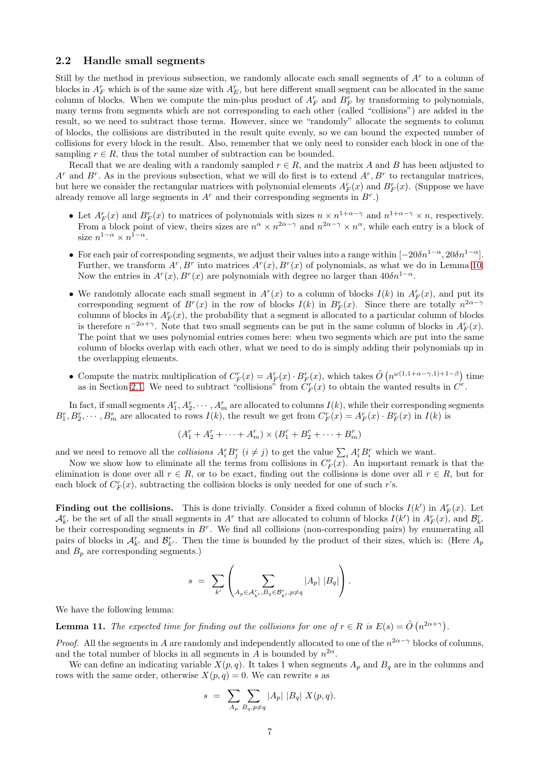## 2.2 Handle small segments

Still by the method in previous subsection, we randomly allocate each small segments of $A^r$ to a column of blocks in $A^r_F$ which is of the same size with $A^r_E$, but here different small segment can be allocated in the same column of blocks. When we compute the min-plus product of $A^r_F$ and $B^r_F$ by transforming to polynomials, many terms from segments which are not corresponding to each other (called "collisions") are added in the result, so we need to subtract those terms. However, since we "randomly" allocate the segments to column of blocks, the collisions are distributed in the result quite evenly, so we can bound the expected number of collisions for every block in the result. Also, remember that we only need to consider each block in one of the sampling $r \in R$, thus the total number of subtraction can be bounded.

Recall that we are dealing with a randomly sampled $r \in R$, and the matrix $A$ and $B$ has been adjusted to $A^r$ and $B^r$. As in the previous subsection, what we will do first is to extend $A^r, B^r$ to rectangular matrices, but here we consider the rectangular matrices with polynomial elements $A^r_F(x)$ and $B^r_F(x)$. (Suppose we have already remove all large segments in $A^r$ and their corresponding segments in $B^r$.)

- Let $A^r_F(x)$ and $B^r_F(x)$ to matrices of polynomials with sizes $n \times n^{1+\alpha-\gamma}$ and $n^{1+\alpha-\gamma} \times n$, respectively. From a block point of view, theirs sizes are $n^\alpha \times n^{2\alpha-\gamma}$ and $n^{2\alpha-\gamma} \times n^\alpha$, while each entry is a block of size $n^{1-\alpha} \times n^{1-\alpha}$.
- For each pair of corresponding segments, we adjust their values into a range within $[-20\delta n^{1-\alpha}, 20\delta n^{1-\alpha}]$. Further, we transform $A^r, B^r$ into matrices $A^r(x), B^r(x)$ of polynomials, as what we do in Lemma 10. Now the entries in $A^r(x), B^r(x)$ are polynomials with degree no larger than $40\delta n^{1-\alpha}$.
- We randomly allocate each small segment in $A^r(x)$ to a column of blocks $I(k)$ in $A^r_F(x)$, and put its corresponding segment of $B^r(x)$ in the row of blocks $I(k)$ in $B^r_F(x)$. Since there are totally $n^{2\alpha-\gamma}$ columns of blocks in $A^r_F(x)$, the probability that a segment is allocated to a particular column of blocks is therefore $n^{-2\alpha+\gamma}$. Note that two small segments can be put in the same column of blocks in $A^r_F(x)$. The point that we uses polynomial entries comes here: when two segments which are put into the same column of blocks overlap with each other, what we need to do is simply adding their polynomials up in the overlapping elements.
- Compute the matrix multiplication of $C^r_F(x) = A^r_F(x) \cdot B^r_F(x)$, which takes $\tilde{O}\left(n^{\omega(1,1+\alpha-\gamma,1)+1-\beta}\right)$ time as in Section 2.1. We need to subtract "collisions" from $C^r_F(x)$ to obtain the wanted results in $C^r$.

In fact, if small segments $A^r_1, A^r_2, \cdots, A^r_m$ are allocated to columns $I(k)$, while their corresponding segments $B^r_1, B^r_2, \cdots, B^r_m$ are allocated to rows $I(k)$, the result we get from $C^r_F(x) = A^r_F(x) \cdot B^r_F(x)$ in $I(k)$ is

$$(A^r_1 + A^r_2 + \cdots + A^r_m) \times (B^r_1 + B^r_2 + \cdots + B^r_m)$$

and we need to remove all the *collisions* $A^r_i B^r_j$ $(i \neq j)$ to get the value $\sum_i A^r_i B^r_i$ which we want.

Now we show how to eliminate all the terms from collisions in $C^r_F(x)$. An important remark is that the elimination is done over all $r \in R$, or to be exact, finding out the collisions is done over all $r \in R$, but for each block of $C^r_F(x)$, subtracting the collision blocks is only needed for one of such $r$'s.

**Finding out the collisions.** This is done trivially. Consider a fixed column of blocks $I(k')$ in $A^r_F(x)$. Let $\mathcal{A}^r_{k'}$ be the set of all the small segments in $A^r$ that are allocated to column of blocks $I(k')$ in $A^r_F(x)$, and $\mathcal{B}^r_{k'}$ be their corresponding segments in $B^r$. We find all collisions (non-corresponding pairs) by enumerating all pairs of blocks in $\mathcal{A}^r_{k'}$ and $\mathcal{B}^r_{k'}$. Then the time is bounded by the product of their sizes, which is: (Here $A_p$ and $B_p$ are corresponding segments.)

$$s = \sum_{k'} \left( \sum_{A_p \in \mathcal{A}^r_{k'}, B_q \in \mathcal{B}^r_{k'}, p \neq q} |A_p|\,|B_q| \right).$$

We have the following lemma:

**Lemma 11.** *The expected time for finding out the collisions for one of $r \in R$ is $E(s) = \tilde{O}\left(n^{2\alpha+\gamma}\right)$.*

*Proof.* All the segments in $A$ are randomly and independently allocated to one of the $n^{2\alpha-\gamma}$ blocks of columns, and the total number of blocks in all segments in $A$ is bounded by $n^{2\alpha}$.

We can define an indicating variable $X(p, q)$. It takes 1 when segments $A_p$ and $B_q$ are in the columns and rows with the same order, otherwise $X(p, q) = 0$. We can rewrite $s$ as

$$s = \sum_{A_p} \sum_{B_q, p \neq q} |A_p|\,|B_q|\,X(p, q).$$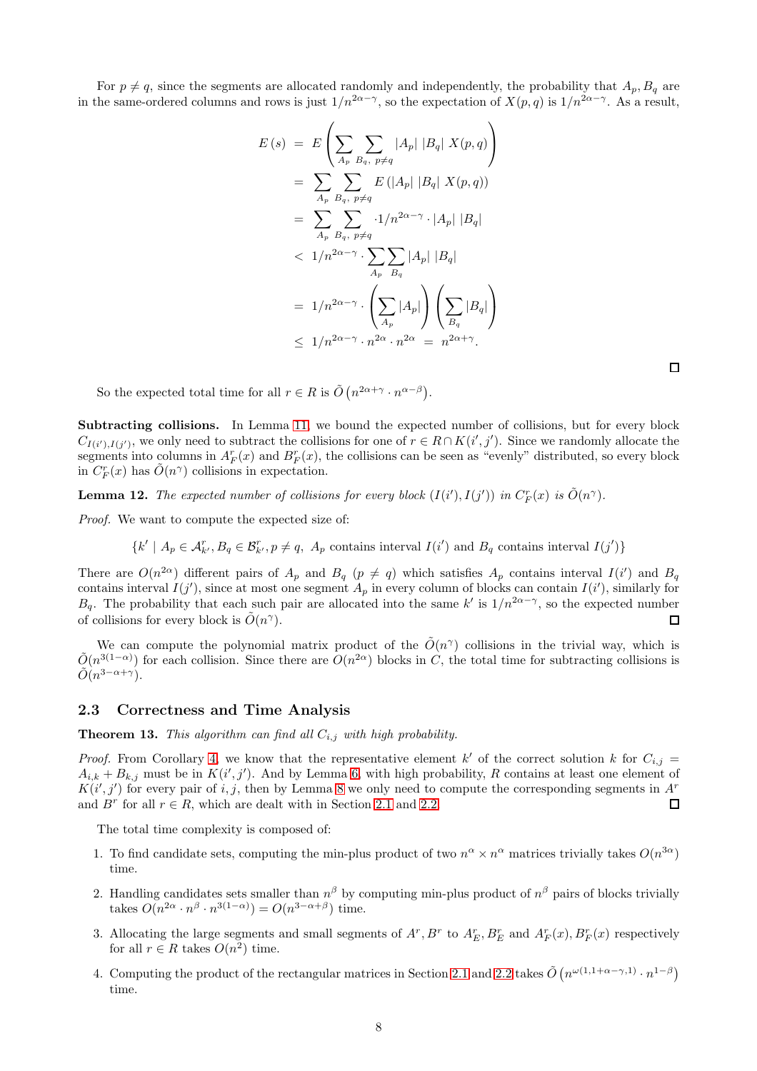For $p \neq q$, since the segments are allocated randomly and independently, the probability that $A_p, B_q$ are in the same-ordered columns and rows is just $1/n^{2\alpha-\gamma}$, so the expectation of $X(p,q)$ is $1/n^{2\alpha-\gamma}$. As a result,

$$
\begin{aligned}
E(s) &= E\left(\sum_{A_p}\sum_{B_q,\ p\neq q} |A_p|\ |B_q|\ X(p,q)\right) \\
&= \sum_{A_p}\sum_{B_q,\ p\neq q} E\left(|A_p|\ |B_q|\ X(p,q)\right) \\
&= \sum_{A_p}\sum_{B_q,\ p\neq q} \cdot 1/n^{2\alpha-\gamma}\cdot |A_p|\ |B_q| \\
&< 1/n^{2\alpha-\gamma}\cdot \sum_{A_p}\sum_{B_q} |A_p|\ |B_q| \\
&= 1/n^{2\alpha-\gamma}\cdot \left(\sum_{A_p}|A_p|\right)\left(\sum_{B_q}|B_q|\right) \\
&\leq 1/n^{2\alpha-\gamma}\cdot n^{2\alpha}\cdot n^{2\alpha} \ = \ n^{2\alpha+\gamma}.
\end{aligned}
$$

□

So the expected total time for all $r \in R$ is $\tilde{O}\left(n^{2\alpha+\gamma}\cdot n^{\alpha-\beta}\right)$.

**Subtracting collisions.** In Lemma 11, we bound the expected number of collisions, but for every block $C_{I(i'),I(j')}$, we only need to subtract the collisions for one of $r \in R \cap K(i',j')$. Since we randomly allocate the segments into columns in $A^r_F(x)$ and $B^r_F(x)$, the collisions can be seen as "evenly" distributed, so every block in $C^r_F(x)$ has $\tilde{O}(n^\gamma)$ collisions in expectation.

**Lemma 12.** *The expected number of collisions for every block $(I(i'),I(j'))$ in $C^r_F(x)$ is $\tilde{O}(n^\gamma)$.*

*Proof.* We want to compute the expected size of:

$$\{k' \mid A_p \in \mathcal{A}^r_{k'}, B_q \in \mathcal{B}^r_{k'}, p \neq q,\ A_p \text{ contains interval } I(i') \text{ and } B_q \text{ contains interval } I(j')\}$$

There are $O(n^{2\alpha})$ different pairs of $A_p$ and $B_q$ ($p \neq q$) which satisfies $A_p$ contains interval $I(i')$ and $B_q$ contains interval $I(j')$, since at most one segment $A_p$ in every column of blocks can contain $I(i')$, similarly for $B_q$. The probability that each such pair are allocated into the same $k'$ is $1/n^{2\alpha-\gamma}$, so the expected number of collisions for every block is $\tilde{O}(n^\gamma)$. □

We can compute the polynomial matrix product of the $\tilde{O}(n^\gamma)$ collisions in the trivial way, which is $\tilde{O}(n^{3(1-\alpha)})$ for each collision. Since there are $O(n^{2\alpha})$ blocks in $C$, the total time for subtracting collisions is $\tilde{O}(n^{3-\alpha+\gamma})$.

## 2.3 Correctness and Time Analysis

**Theorem 13.** *This algorithm can find all $C_{i,j}$ with high probability.*

*Proof.* From Corollary 4, we know that the representative element $k'$ of the correct solution $k$ for $C_{i,j} = A_{i,k} + B_{k,j}$ must be in $K(i',j')$. And by Lemma 6, with high probability, $R$ contains at least one element of $K(i',j')$ for every pair of $i,j$, then by Lemma 8 we only need to compute the corresponding segments in $A^r$ and $B^r$ for all $r \in R$, which are dealt with in Section 2.1 and 2.2. □

The total time complexity is composed of:

1. To find candidate sets, computing the min-plus product of two $n^\alpha \times n^\alpha$ matrices trivially takes $O(n^{3\alpha})$ time.
2. Handling candidates sets smaller than $n^\beta$ by computing min-plus product of $n^\beta$ pairs of blocks trivially takes $O(n^{2\alpha}\cdot n^\beta\cdot n^{3(1-\alpha)}) = O(n^{3-\alpha+\beta})$ time.
3. Allocating the large segments and small segments of $A^r, B^r$ to $A^r_E, B^r_E$ and $A^r_F(x), B^r_F(x)$ respectively for all $r \in R$ takes $O(n^2)$ time.
4. Computing the product of the rectangular matrices in Section 2.1 and 2.2 takes $\tilde{O}\left(n^{\omega(1,1+\alpha-\gamma,1)}\cdot n^{1-\beta}\right)$ time.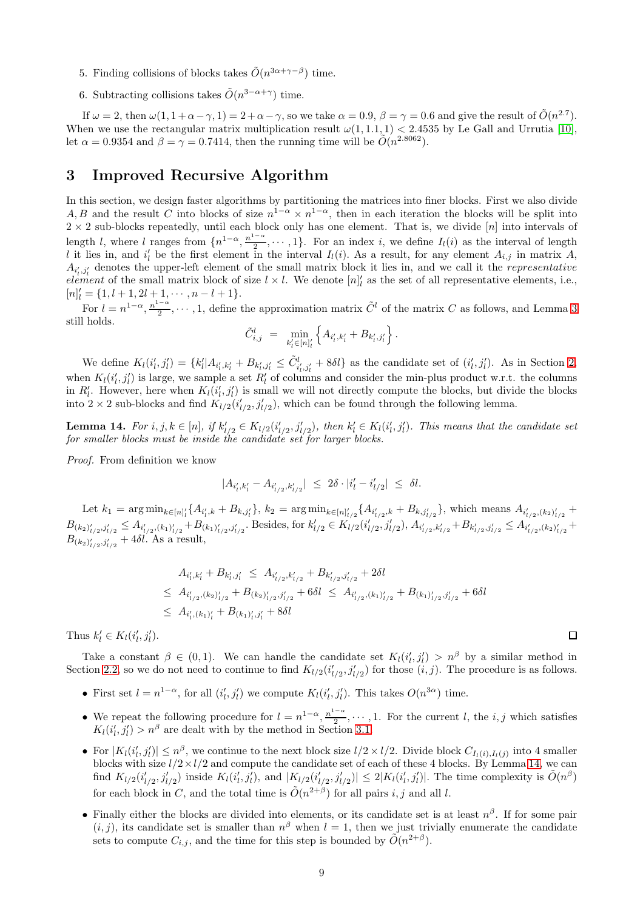5. Finding collisions of blocks takes $\tilde{O}(n^{3\alpha+\gamma-\beta})$ time.

6. Subtracting collisions takes $\tilde{O}(n^{3-\alpha+\gamma})$ time.

If $\omega = 2$, then $\omega(1, 1+\alpha-\gamma, 1) = 2+\alpha-\gamma$, so we take $\alpha = 0.9$, $\beta = \gamma = 0.6$ and give the result of $\tilde{O}(n^{2.7})$. When we use the rectangular matrix multiplication result $\omega(1, 1.1, 1) < 2.4535$ by Le Gall and Urrutia [10], let $\alpha = 0.9354$ and $\beta = \gamma = 0.7414$, then the running time will be $\tilde{O}(n^{2.8062})$.

## 3 Improved Recursive Algorithm

In this section, we design faster algorithms by partitioning the matrices into finer blocks. First we also divide $A, B$ and the result $C$ into blocks of size $n^{1-\alpha} \times n^{1-\alpha}$, then in each iteration the blocks will be split into $2 \times 2$ sub-blocks repeatedly, until each block only has one element. That is, we divide $[n]$ into intervals of length $l$, where $l$ ranges from $\{n^{1-\alpha}, \frac{n^{1-\alpha}}{2}, \cdots, 1\}$. For an index $i$, we define $I_l(i)$ as the interval of length $l$ it lies in, and $i'_l$ be the first element in the interval $I_l(i)$. As a result, for any element $A_{i,j}$ in matrix $A$, $A_{i'_l,j'_l}$ denotes the upper-left element of the small matrix block it lies in, and we call it the *representative element* of the small matrix block of size $l \times l$. We denote $[n]'_l$ as the set of all representative elements, i.e., $[n]'_l = \{1, l+1, 2l+1, \cdots, n-l+1\}$.

For $l = n^{1-\alpha}, \frac{n^{1-\alpha}}{2}, \cdots, 1$, define the approximation matrix $\tilde{C}^l$ of the matrix $C$ as follows, and Lemma 3 still holds.

$$\tilde{C}^l_{i,j} \;=\; \min_{k'_l \in [n]'_l} \left\{ A_{i'_l,k'_l} + B_{k'_l,j'_l} \right\}.$$

We define $K_l(i'_l, j'_l) = \{k'_l | A_{i'_l,k'_l} + B_{k'_l,j'_l} \le \tilde{C}^l_{i'_l,j'_l} + 8\delta l\}$ as the candidate set of $(i'_l, j'_l)$. As in Section 2, when $K_l(i'_l, j'_l)$ is large, we sample a set $R'_l$ of columns and consider the min-plus product w.r.t. the columns in $R'_l$. However, here when $K_l(i'_l, j'_l)$ is small we will not directly compute the blocks, but divide the blocks into $2 \times 2$ sub-blocks and find $K_{l/2}(i'_{l/2}, j'_{l/2})$, which can be found through the following lemma.

**Lemma 14.** *For $i, j, k \in [n]$, if $k'_{l/2} \in K_{l/2}(i'_{l/2}, j'_{l/2})$, then $k'_l \in K_l(i'_l, j'_l)$. This means that the candidate set for smaller blocks must be inside the candidate set for larger blocks.*

*Proof.* From definition we know

$$|A_{i'_l,k'_l} - A_{i'_{l/2},k'_{l/2}}| \;\le\; 2\delta \cdot |i'_l - i'_{l/2}| \;\le\; \delta l.$$

Let $k_1 = \arg\min_{k \in [n]'_l} \{A_{i'_l,k} + B_{k,j'_l}\}$, $k_2 = \arg\min_{k \in [n]'_{l/2}} \{A_{i'_{l/2},k} + B_{k,j'_{l/2}}\}$, which means $A_{i'_{l/2},(k_2)'_{l/2}} + B_{(k_2)'_{l/2},j'_{l/2}} \le A_{i'_{l/2},(k_1)'_{l/2}} + B_{(k_1)'_{l/2},j'_{l/2}}$. Besides, for $k'_{l/2} \in K_{l/2}(i'_{l/2}, j'_{l/2})$, $A_{i'_{l/2},k'_{l/2}} + B_{k'_{l/2},j'_{l/2}} \le A_{i'_{l/2},(k_2)'_{l/2}} + B_{(k_2)'_{l/2},j'_{l/2}} + 4\delta l$. As a result,

$$\begin{aligned}
& A_{i'_l,k'_l} + B_{k'_l,j'_l} \;\le\; A_{i'_{l/2},k'_{l/2}} + B_{k'_{l/2},j'_{l/2}} + 2\delta l \\
\le\; & A_{i'_{l/2},(k_2)'_{l/2}} + B_{(k_2)'_{l/2},j'_{l/2}} + 6\delta l \;\le\; A_{i'_{l/2},(k_1)'_{l/2}} + B_{(k_1)'_{l/2},j'_{l/2}} + 6\delta l \\
\le\; & A_{i'_l,(k_1)'_l} + B_{(k_1)'_l,j'_l} + 8\delta l
\end{aligned}$$

Thus $k'_l \in K_l(i'_l, j'_l)$. ∎

Take a constant $\beta \in (0, 1)$. We can handle the candidate set $K_l(i'_l, j'_l) > n^\beta$ by a similar method in Section 2.2, so we do not need to continue to find $K_{l/2}(i'_{l/2}, j'_{l/2})$ for those $(i, j)$. The procedure is as follows.

- First set $l = n^{1-\alpha}$, for all $(i'_l, j'_l)$ we compute $K_l(i'_l, j'_l)$. This takes $O(n^{3\alpha})$ time.
- We repeat the following procedure for $l = n^{1-\alpha}, \frac{n^{1-\alpha}}{2}, \cdots, 1$. For the current $l$, the $i, j$ which satisfies $K_l(i'_l, j'_l) > n^\beta$ are dealt with by the method in Section 3.1.
- For $|K_l(i'_l, j'_l)| \le n^\beta$, we continue to the next block size $l/2 \times l/2$. Divide block $C_{I_l(i),I_l(j)}$ into 4 smaller blocks with size $l/2 \times l/2$ and compute the candidate set of each of these 4 blocks. By Lemma 14, we can find $K_{l/2}(i'_{l/2}, j'_{l/2})$ inside $K_l(i'_l, j'_l)$, and $|K_{l/2}(i'_{l/2}, j'_{l/2})| \le 2|K_l(i'_l, j'_l)|$. The time complexity is $\tilde{O}(n^\beta)$ for each block in $C$, and the total time is $\tilde{O}(n^{2+\beta})$ for all pairs $i, j$ and all $l$.
- Finally either the blocks are divided into elements, or its candidate set is at least $n^\beta$. If for some pair $(i, j)$, its candidate set is smaller than $n^\beta$ when $l = 1$, then we just trivially enumerate the candidate sets to compute $C_{i,j}$, and the time for this step is bounded by $\tilde{O}(n^{2+\beta})$.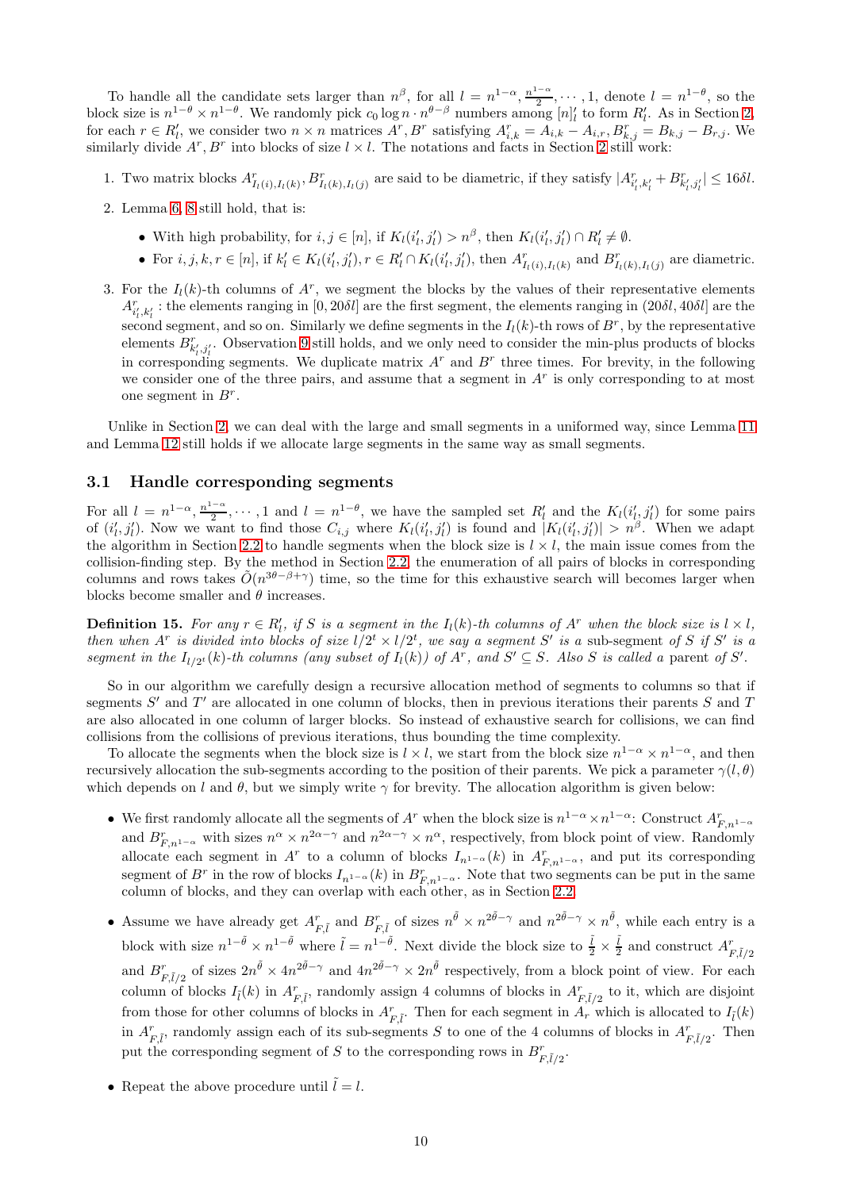To handle all the candidate sets larger than $n^\beta$, for all $l = n^{1-\alpha}, \frac{n^{1-\alpha}}{2}, \cdots, 1$, denote $l = n^{1-\theta}$, so the block size is $n^{1-\theta} \times n^{1-\theta}$. We randomly pick $c_0 \log n \cdot n^{\theta-\beta}$ numbers among $[n]'_l$ to form $R'_l$. As in Section 2, for each $r \in R'_l$, we consider two $n \times n$ matrices $A^r, B^r$ satisfying $A^r_{i,k} = A_{i,k} - A_{i,r}, B^r_{k,j} = B_{k,j} - B_{r,j}$. We similarly divide $A^r, B^r$ into blocks of size $l \times l$. The notations and facts in Section 2 still work:

1. Two matrix blocks $A^r_{I_l(i),I_l(k)}, B^r_{I_l(k),I_l(j)}$ are said to be diametric, if they satisfy $|A^r_{i'_l,k'_l} + B^r_{k'_l,j'_l}| \leq 16\delta l$.
2. Lemma 6, 8 still hold, that is:
   - With high probability, for $i, j \in [n]$, if $K_l(i'_l, j'_l) > n^\beta$, then $K_l(i'_l, j'_l) \cap R'_l \neq \emptyset$.
   - For $i, j, k, r \in [n]$, if $k'_l \in K_l(i'_l, j'_l), r \in R'_l \cap K_l(i'_l, j'_l)$, then $A^r_{I_l(i),I_l(k)}$ and $B^r_{I_l(k),I_l(j)}$ are diametric.
3. For the $I_l(k)$-th columns of $A^r$, we segment the blocks by the values of their representative elements $A^r_{i'_l,k'_l}$ : the elements ranging in $[0, 20\delta l]$ are the first segment, the elements ranging in $(20\delta l, 40\delta l]$ are the second segment, and so on. Similarly we define segments in the $I_l(k)$-th rows of $B^r$, by the representative elements $B^r_{k'_l,j'_l}$. Observation 9 still holds, and we only need to consider the min-plus products of blocks in corresponding segments. We duplicate matrix $A^r$ and $B^r$ three times. For brevity, in the following we consider one of the three pairs, and assume that a segment in $A^r$ is only corresponding to at most one segment in $B^r$.

Unlike in Section 2, we can deal with the large and small segments in a uniformed way, since Lemma 11 and Lemma 12 still holds if we allocate large segments in the same way as small segments.

### 3.1 Handle corresponding segments

For all $l = n^{1-\alpha}, \frac{n^{1-\alpha}}{2}, \cdots, 1$ and $l = n^{1-\theta}$, we have the sampled set $R'_l$ and the $K_l(i'_l, j'_l)$ for some pairs of $(i'_l, j'_l)$. Now we want to find those $C_{i,j}$ where $K_l(i'_l, j'_l)$ is found and $|K_l(i'_l, j'_l)| > n^\beta$. When we adapt the algorithm in Section 2.2 to handle segments when the block size is $l \times l$, the main issue comes from the collision-finding step. By the method in Section 2.2, the enumeration of all pairs of blocks in corresponding columns and rows takes $\tilde{O}(n^{3\theta-\beta+\gamma})$ time, so the time for this exhaustive search will becomes larger when blocks become smaller and $\theta$ increases.

**Definition 15.** *For any $r \in R'_l$, if $S$ is a segment in the $I_l(k)$-th columns of $A^r$ when the block size is $l \times l$, then when $A^r$ is divided into blocks of size $l/2^t \times l/2^t$, we say a segment $S'$ is a* sub-segment *of $S$ if $S'$ is a segment in the $I_{l/2^t}(k)$-th columns (any subset of $I_l(k)$) of $A^r$, and $S' \subseteq S$. Also $S$ is called a* parent *of $S'$.*

So in our algorithm we carefully design a recursive allocation method of segments to columns so that if segments $S'$ and $T'$ are allocated in one column of blocks, then in previous iterations their parents $S$ and $T$ are also allocated in one column of larger blocks. So instead of exhaustive search for collisions, we can find collisions from the collisions of previous iterations, thus bounding the time complexity.

To allocate the segments when the block size is $l \times l$, we start from the block size $n^{1-\alpha} \times n^{1-\alpha}$, and then recursively allocation the sub-segments according to the position of their parents. We pick a parameter $\gamma(l, \theta)$ which depends on $l$ and $\theta$, but we simply write $\gamma$ for brevity. The allocation algorithm is given below:

- We first randomly allocate all the segments of $A^r$ when the block size is $n^{1-\alpha} \times n^{1-\alpha}$: Construct $A^r_{F,n^{1-\alpha}}$ and $B^r_{F,n^{1-\alpha}}$ with sizes $n^\alpha \times n^{2\alpha-\gamma}$ and $n^{2\alpha-\gamma} \times n^\alpha$, respectively, from block point of view. Randomly allocate each segment in $A^r$ to a column of blocks $I_{n^{1-\alpha}}(k)$ in $A^r_{F,n^{1-\alpha}}$, and put its corresponding segment of $B^r$ in the row of blocks $I_{n^{1-\alpha}}(k)$ in $B^r_{F,n^{1-\alpha}}$. Note that two segments can be put in the same column of blocks, and they can overlap with each other, as in Section 2.2.
- Assume we have already get $A^r_{F,\tilde{l}}$ and $B^r_{F,\tilde{l}}$ of sizes $n^{\tilde{\theta}} \times n^{2\tilde{\theta}-\gamma}$ and $n^{2\tilde{\theta}-\gamma} \times n^{\tilde{\theta}}$, while each entry is a block with size $n^{1-\tilde{\theta}} \times n^{1-\tilde{\theta}}$ where $\tilde{l} = n^{1-\tilde{\theta}}$. Next divide the block size to $\frac{\tilde{l}}{2} \times \frac{\tilde{l}}{2}$ and construct $A^r_{F,\tilde{l}/2}$ and $B^r_{F,\tilde{l}/2}$ of sizes $2n^{\tilde{\theta}} \times 4n^{2\tilde{\theta}-\gamma}$ and $4n^{2\tilde{\theta}-\gamma} \times 2n^{\tilde{\theta}}$ respectively, from a block point of view. For each column of blocks $I_{\tilde{l}}(k)$ in $A^r_{F,\tilde{l}}$, randomly assign 4 columns of blocks in $A^r_{F,\tilde{l}/2}$ to it, which are disjoint from those for other columns of blocks in $A^r_{F,\tilde{l}}$. Then for each segment in $A_r$ which is allocated to $I_{\tilde{l}}(k)$ in $A^r_{F,\tilde{l}}$, randomly assign each of its sub-segments $S$ to one of the 4 columns of blocks in $A^r_{F,\tilde{l}/2}$. Then put the corresponding segment of $S$ to the corresponding rows in $B^r_{F,\tilde{l}/2}$.
- Repeat the above procedure until $\tilde{l} = l$.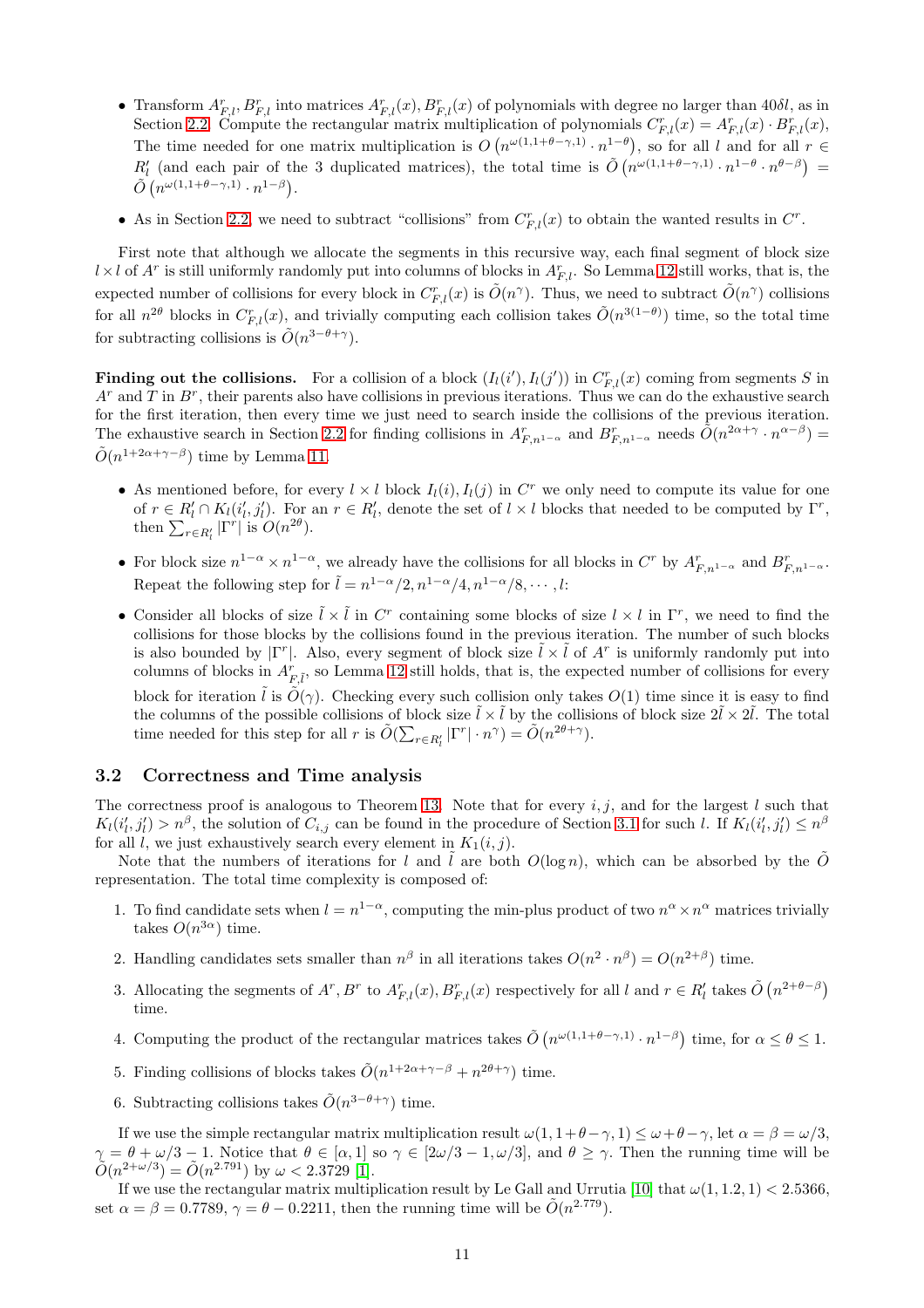- Transform $A^r_{F,l}, B^r_{F,l}$ into matrices $A^r_{F,l}(x), B^r_{F,l}(x)$ of polynomials with degree no larger than $40\delta l$, as in Section 2.2. Compute the rectangular matrix multiplication of polynomials $C^r_{F,l}(x) = A^r_{F,l}(x) \cdot B^r_{F,l}(x)$, The time needed for one matrix multiplication is $O\left(n^{\omega(1,1+\theta-\gamma,1)} \cdot n^{1-\theta}\right)$, so for all $l$ and for all $r \in R'_l$ (and each pair of the 3 duplicated matrices), the total time is $\tilde{O}\left(n^{\omega(1,1+\theta-\gamma,1)} \cdot n^{1-\theta} \cdot n^{\theta-\beta}\right) = \tilde{O}\left(n^{\omega(1,1+\theta-\gamma,1)} \cdot n^{1-\beta}\right)$.
- As in Section 2.2, we need to subtract "collisions" from $C^r_{F,l}(x)$ to obtain the wanted results in $C^r$.

First note that although we allocate the segments in this recursive way, each final segment of block size $l \times l$ of $A^r$ is still uniformly randomly put into columns of blocks in $A^r_{F,l}$. So Lemma 12 still works, that is, the expected number of collisions for every block in $C^r_{F,l}(x)$ is $\tilde{O}(n^\gamma)$. Thus, we need to subtract $\tilde{O}(n^\gamma)$ collisions for all $n^{2\theta}$ blocks in $C^r_{F,l}(x)$, and trivially computing each collision takes $\tilde{O}(n^{3(1-\theta)})$ time, so the total time for subtracting collisions is $\tilde{O}(n^{3-\theta+\gamma})$.

**Finding out the collisions.** For a collision of a block $(I_l(i'), I_l(j'))$ in $C^r_{F,l}(x)$ coming from segments $S$ in $A^r$ and $T$ in $B^r$, their parents also have collisions in previous iterations. Thus we can do the exhaustive search for the first iteration, then every time we just need to search inside the collisions of the previous iteration. The exhaustive search in Section 2.2 for finding collisions in $A^r_{F,n^{1-\alpha}}$ and $B^r_{F,n^{1-\alpha}}$ needs $\tilde{O}(n^{2\alpha+\gamma} \cdot n^{\alpha-\beta}) = \tilde{O}(n^{1+2\alpha+\gamma-\beta})$ time by Lemma 11.

- As mentioned before, for every $l \times l$ block $I_l(i), I_l(j)$ in $C^r$ we only need to compute its value for one of $r \in R'_l \cap K_l(i'_l, j'_l)$. For an $r \in R'_l$, denote the set of $l \times l$ blocks that needed to be computed by $\Gamma^r$, then $\sum_{r \in R'_l} |\Gamma^r|$ is $O(n^{2\theta})$.
- For block size $n^{1-\alpha} \times n^{1-\alpha}$, we already have the collisions for all blocks in $C^r$ by $A^r_{F,n^{1-\alpha}}$ and $B^r_{F,n^{1-\alpha}}$. Repeat the following step for $\tilde{l} = n^{1-\alpha}/2, n^{1-\alpha}/4, n^{1-\alpha}/8, \cdots, l$:
- Consider all blocks of size $\tilde{l} \times \tilde{l}$ in $C^r$ containing some blocks of size $l \times l$ in $\Gamma^r$, we need to find the collisions for those blocks by the collisions found in the previous iteration. The number of such blocks is also bounded by $|\Gamma^r|$. Also, every segment of block size $\tilde{l} \times \tilde{l}$ of $A^r$ is uniformly randomly put into columns of blocks in $A^r_{F,\tilde{l}}$, so Lemma 12 still holds, that is, the expected number of collisions for every block for iteration $\tilde{l}$ is $\tilde{O}(\gamma)$. Checking every such collision only takes $O(1)$ time since it is easy to find the columns of the possible collisions of block size $\tilde{l} \times \tilde{l}$ by the collisions of block size $2\tilde{l} \times 2\tilde{l}$. The total time needed for this step for all $r$ is $\tilde{O}(\sum_{r \in R'_l} |\Gamma^r| \cdot n^\gamma) = \tilde{O}(n^{2\theta+\gamma})$.

### 3.2 Correctness and Time analysis

The correctness proof is analogous to Theorem 13. Note that for every $i, j$, and for the largest $l$ such that $K_l(i'_l, j'_l) > n^\beta$, the solution of $C_{i,j}$ can be found in the procedure of Section 3.1 for such $l$. If $K_l(i'_l, j'_l) \le n^\beta$ for all $l$, we just exhaustively search every element in $K_1(i, j)$.

Note that the numbers of iterations for $l$ and $\tilde{l}$ are both $O(\log n)$, which can be absorbed by the $\tilde{O}$ representation. The total time complexity is composed of:

1. To find candidate sets when $l = n^{1-\alpha}$, computing the min-plus product of two $n^\alpha \times n^\alpha$ matrices trivially takes $O(n^{3\alpha})$ time.
2. Handling candidates sets smaller than $n^\beta$ in all iterations takes $O(n^2 \cdot n^\beta) = O(n^{2+\beta})$ time.
3. Allocating the segments of $A^r, B^r$ to $A^r_{F,l}(x), B^r_{F,l}(x)$ respectively for all $l$ and $r \in R'_l$ takes $\tilde{O}\left(n^{2+\theta-\beta}\right)$ time.
4. Computing the product of the rectangular matrices takes $\tilde{O}\left(n^{\omega(1,1+\theta-\gamma,1)} \cdot n^{1-\beta}\right)$ time, for $\alpha \le \theta \le 1$.
5. Finding collisions of blocks takes $\tilde{O}(n^{1+2\alpha+\gamma-\beta} + n^{2\theta+\gamma})$ time.
6. Subtracting collisions takes $\tilde{O}(n^{3-\theta+\gamma})$ time.

If we use the simple rectangular matrix multiplication result $\omega(1, 1+\theta-\gamma, 1) \le \omega + \theta - \gamma$, let $\alpha = \beta = \omega/3$, $\gamma = \theta + \omega/3 - 1$. Notice that $\theta \in [\alpha, 1]$ so $\gamma \in [2\omega/3 - 1, \omega/3]$, and $\theta \ge \gamma$. Then the running time will be $\tilde{O}(n^{2+\omega/3}) = \tilde{O}(n^{2.791})$ by $\omega < 2.3729$ [1].

If we use the rectangular matrix multiplication result by Le Gall and Urrutia [10] that $\omega(1, 1.2, 1) < 2.5366$, set $\alpha = \beta = 0.7789$, $\gamma = \theta - 0.2211$, then the running time will be $\tilde{O}(n^{2.779})$.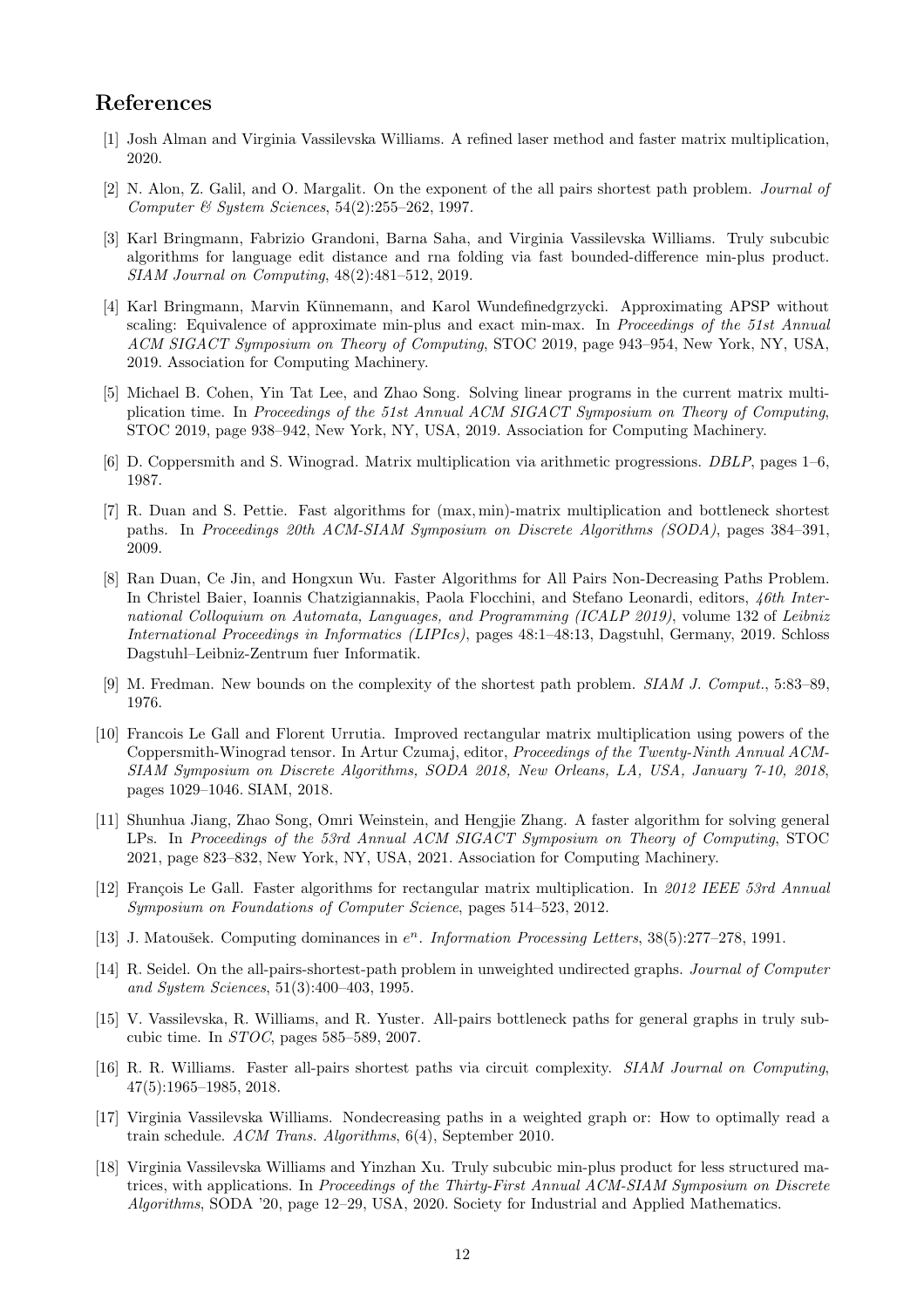## References

[1] Josh Alman and Virginia Vassilevska Williams. A refined laser method and faster matrix multiplication, 2020.

[2] N. Alon, Z. Galil, and O. Margalit. On the exponent of the all pairs shortest path problem. *Journal of Computer & System Sciences*, 54(2):255–262, 1997.

[3] Karl Bringmann, Fabrizio Grandoni, Barna Saha, and Virginia Vassilevska Williams. Truly subcubic algorithms for language edit distance and rna folding via fast bounded-difference min-plus product. *SIAM Journal on Computing*, 48(2):481–512, 2019.

[4] Karl Bringmann, Marvin Künnemann, and Karol Wundefinedgrzycki. Approximating APSP without scaling: Equivalence of approximate min-plus and exact min-max. In *Proceedings of the 51st Annual ACM SIGACT Symposium on Theory of Computing*, STOC 2019, page 943–954, New York, NY, USA, 2019. Association for Computing Machinery.

[5] Michael B. Cohen, Yin Tat Lee, and Zhao Song. Solving linear programs in the current matrix multiplication time. In *Proceedings of the 51st Annual ACM SIGACT Symposium on Theory of Computing*, STOC 2019, page 938–942, New York, NY, USA, 2019. Association for Computing Machinery.

[6] D. Coppersmith and S. Winograd. Matrix multiplication via arithmetic progressions. *DBLP*, pages 1–6, 1987.

[7] R. Duan and S. Pettie. Fast algorithms for $(\max, \min)$-matrix multiplication and bottleneck shortest paths. In *Proceedings 20th ACM-SIAM Symposium on Discrete Algorithms (SODA)*, pages 384–391, 2009.

[8] Ran Duan, Ce Jin, and Hongxun Wu. Faster Algorithms for All Pairs Non-Decreasing Paths Problem. In Christel Baier, Ioannis Chatzigiannakis, Paola Flocchini, and Stefano Leonardi, editors, *46th International Colloquium on Automata, Languages, and Programming (ICALP 2019)*, volume 132 of *Leibniz International Proceedings in Informatics (LIPIcs)*, pages 48:1–48:13, Dagstuhl, Germany, 2019. Schloss Dagstuhl–Leibniz-Zentrum fuer Informatik.

[9] M. Fredman. New bounds on the complexity of the shortest path problem. *SIAM J. Comput.*, 5:83–89, 1976.

[10] Francois Le Gall and Florent Urrutia. Improved rectangular matrix multiplication using powers of the Coppersmith-Winograd tensor. In Artur Czumaj, editor, *Proceedings of the Twenty-Ninth Annual ACM-SIAM Symposium on Discrete Algorithms, SODA 2018, New Orleans, LA, USA, January 7-10, 2018*, pages 1029–1046. SIAM, 2018.

[11] Shunhua Jiang, Zhao Song, Omri Weinstein, and Hengjie Zhang. A faster algorithm for solving general LPs. In *Proceedings of the 53rd Annual ACM SIGACT Symposium on Theory of Computing*, STOC 2021, page 823–832, New York, NY, USA, 2021. Association for Computing Machinery.

[12] François Le Gall. Faster algorithms for rectangular matrix multiplication. In *2012 IEEE 53rd Annual Symposium on Foundations of Computer Science*, pages 514–523, 2012.

[13] J. Matoušek. Computing dominances in $e^n$. *Information Processing Letters*, 38(5):277–278, 1991.

[14] R. Seidel. On the all-pairs-shortest-path problem in unweighted undirected graphs. *Journal of Computer and System Sciences*, 51(3):400–403, 1995.

[15] V. Vassilevska, R. Williams, and R. Yuster. All-pairs bottleneck paths for general graphs in truly subcubic time. In *STOC*, pages 585–589, 2007.

[16] R. R. Williams. Faster all-pairs shortest paths via circuit complexity. *SIAM Journal on Computing*, 47(5):1965–1985, 2018.

[17] Virginia Vassilevska Williams. Nondecreasing paths in a weighted graph or: How to optimally read a train schedule. *ACM Trans. Algorithms*, 6(4), September 2010.

[18] Virginia Vassilevska Williams and Yinzhan Xu. Truly subcubic min-plus product for less structured matrices, with applications. In *Proceedings of the Thirty-First Annual ACM-SIAM Symposium on Discrete Algorithms*, SODA '20, page 12–29, USA, 2020. Society for Industrial and Applied Mathematics.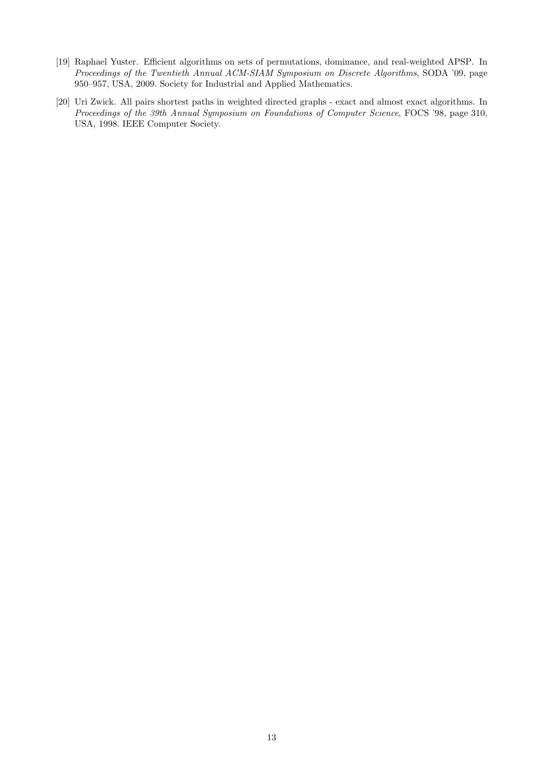[19] Raphael Yuster. Efficient algorithms on sets of permutations, dominance, and real-weighted APSP. In *Proceedings of the Twentieth Annual ACM-SIAM Symposium on Discrete Algorithms*, SODA '09, page 950–957, USA, 2009. Society for Industrial and Applied Mathematics.

[20] Uri Zwick. All pairs shortest paths in weighted directed graphs - exact and almost exact algorithms. In *Proceedings of the 39th Annual Symposium on Foundations of Computer Science*, FOCS '98, page 310, USA, 1998. IEEE Computer Society.